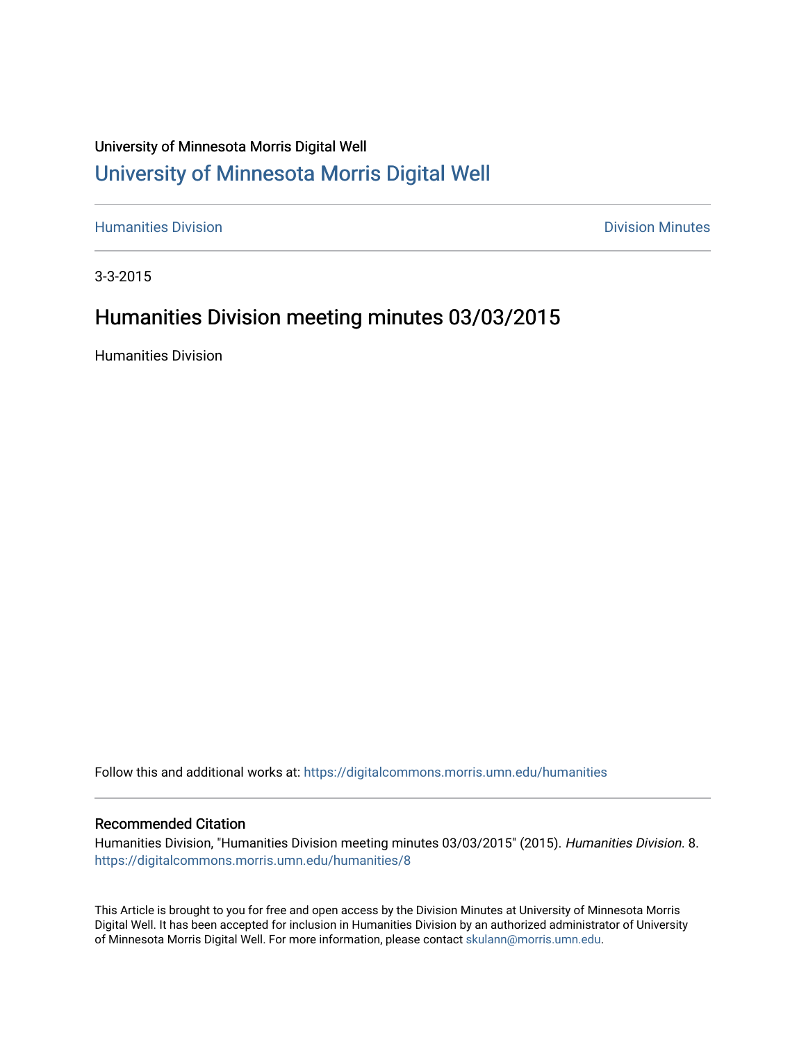University of Minnesota Morris Digital Well

# University of Minnesota Morris Digital Well

Humanities Division

Division Minutes

3-3-2015

## Humanities Division meeting minutes 03/03/2015

Humanities Division

Follow this and additional works at: https://digitalcommons.morris.umn.edu/humanities

### Recommended Citation

Humanities Division, "Humanities Division meeting minutes 03/03/2015" (2015). *Humanities Division*. 8.
https://digitalcommons.morris.umn.edu/humanities/8

This Article is brought to you for free and open access by the Division Minutes at University of Minnesota Morris Digital Well. It has been accepted for inclusion in Humanities Division by an authorized administrator of University of Minnesota Morris Digital Well. For more information, please contact skulann@morris.umn.edu.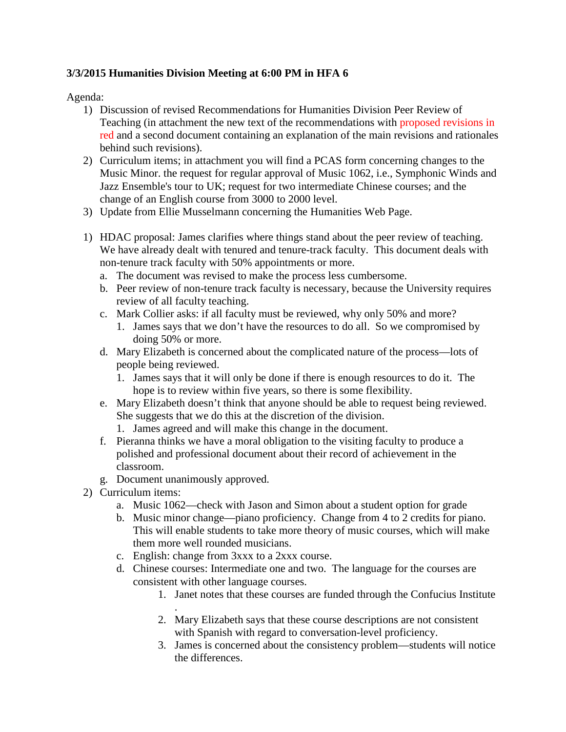**3/3/2015 Humanities Division Meeting at 6:00 PM in HFA 6**

Agenda:

1) Discussion of revised Recommendations for Humanities Division Peer Review of Teaching (in attachment the new text of the recommendations with proposed revisions in red and a second document containing an explanation of the main revisions and rationales behind such revisions).
2) Curriculum items; in attachment you will find a PCAS form concerning changes to the Music Minor. the request for regular approval of Music 1062, i.e., Symphonic Winds and Jazz Ensemble's tour to UK; request for two intermediate Chinese courses; and the change of an English course from 3000 to 2000 level.
3) Update from Ellie Musselmann concerning the Humanities Web Page.

1) HDAC proposal: James clarifies where things stand about the peer review of teaching. We have already dealt with tenured and tenure-track faculty. This document deals with non-tenure track faculty with 50% appointments or more.
   a. The document was revised to make the process less cumbersome.
   b. Peer review of non-tenure track faculty is necessary, because the University requires review of all faculty teaching.
   c. Mark Collier asks: if all faculty must be reviewed, why only 50% and more?
      1. James says that we don't have the resources to do all. So we compromised by doing 50% or more.
   d. Mary Elizabeth is concerned about the complicated nature of the process—lots of people being reviewed.
      1. James says that it will only be done if there is enough resources to do it. The hope is to review within five years, so there is some flexibility.
   e. Mary Elizabeth doesn't think that anyone should be able to request being reviewed. She suggests that we do this at the discretion of the division.
      1. James agreed and will make this change in the document.
   f. Pieranna thinks we have a moral obligation to the visiting faculty to produce a polished and professional document about their record of achievement in the classroom.
   g. Document unanimously approved.
2) Curriculum items:
   a. Music 1062—check with Jason and Simon about a student option for grade
   b. Music minor change—piano proficiency. Change from 4 to 2 credits for piano. This will enable students to take more theory of music courses, which will make them more well rounded musicians.
   c. English: change from 3xxx to a 2xxx course.
   d. Chinese courses: Intermediate one and two. The language for the courses are consistent with other language courses.
      1. Janet notes that these courses are funded through the Confucius Institute .
      2. Mary Elizabeth says that these course descriptions are not consistent with Spanish with regard to conversation-level proficiency.
      3. James is concerned about the consistency problem—students will notice the differences.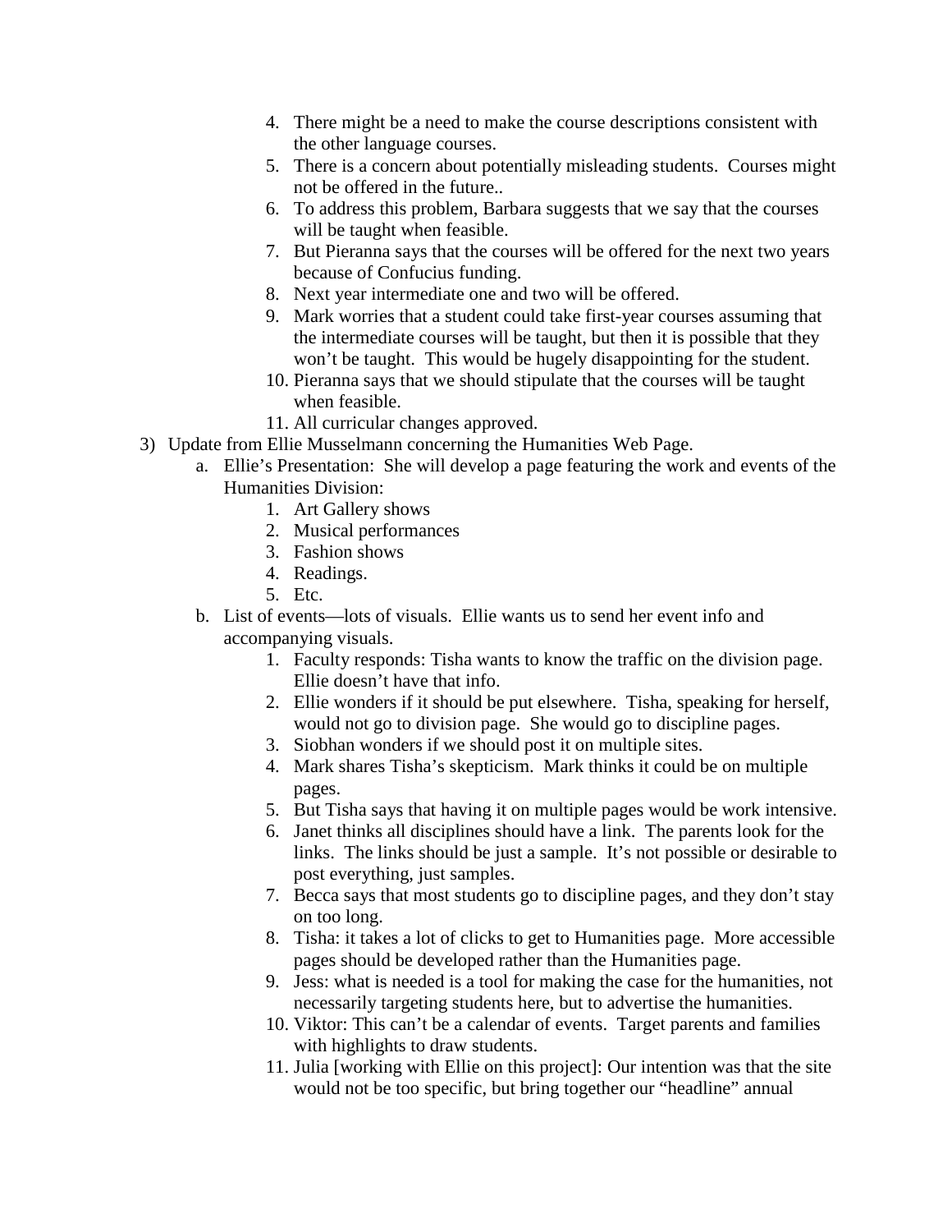4. There might be a need to make the course descriptions consistent with the other language courses.
5. There is a concern about potentially misleading students. Courses might not be offered in the future..
6. To address this problem, Barbara suggests that we say that the courses will be taught when feasible.
7. But Pieranna says that the courses will be offered for the next two years because of Confucius funding.
8. Next year intermediate one and two will be offered.
9. Mark worries that a student could take first-year courses assuming that the intermediate courses will be taught, but then it is possible that they won't be taught. This would be hugely disappointing for the student.
10. Pieranna says that we should stipulate that the courses will be taught when feasible.
11. All curricular changes approved.

3) Update from Ellie Musselmann concerning the Humanities Web Page.

   a. Ellie's Presentation: She will develop a page featuring the work and events of the Humanities Division:
      1. Art Gallery shows
      2. Musical performances
      3. Fashion shows
      4. Readings.
      5. Etc.

   b. List of events—lots of visuals. Ellie wants us to send her event info and accompanying visuals.
      1. Faculty responds: Tisha wants to know the traffic on the division page. Ellie doesn't have that info.
      2. Ellie wonders if it should be put elsewhere. Tisha, speaking for herself, would not go to division page. She would go to discipline pages.
      3. Siobhan wonders if we should post it on multiple sites.
      4. Mark shares Tisha's skepticism. Mark thinks it could be on multiple pages.
      5. But Tisha says that having it on multiple pages would be work intensive.
      6. Janet thinks all disciplines should have a link. The parents look for the links. The links should be just a sample. It's not possible or desirable to post everything, just samples.
      7. Becca says that most students go to discipline pages, and they don't stay on too long.
      8. Tisha: it takes a lot of clicks to get to Humanities page. More accessible pages should be developed rather than the Humanities page.
      9. Jess: what is needed is a tool for making the case for the humanities, not necessarily targeting students here, but to advertise the humanities.
      10. Viktor: This can't be a calendar of events. Target parents and families with highlights to draw students.
      11. Julia [working with Ellie on this project]: Our intention was that the site would not be too specific, but bring together our "headline" annual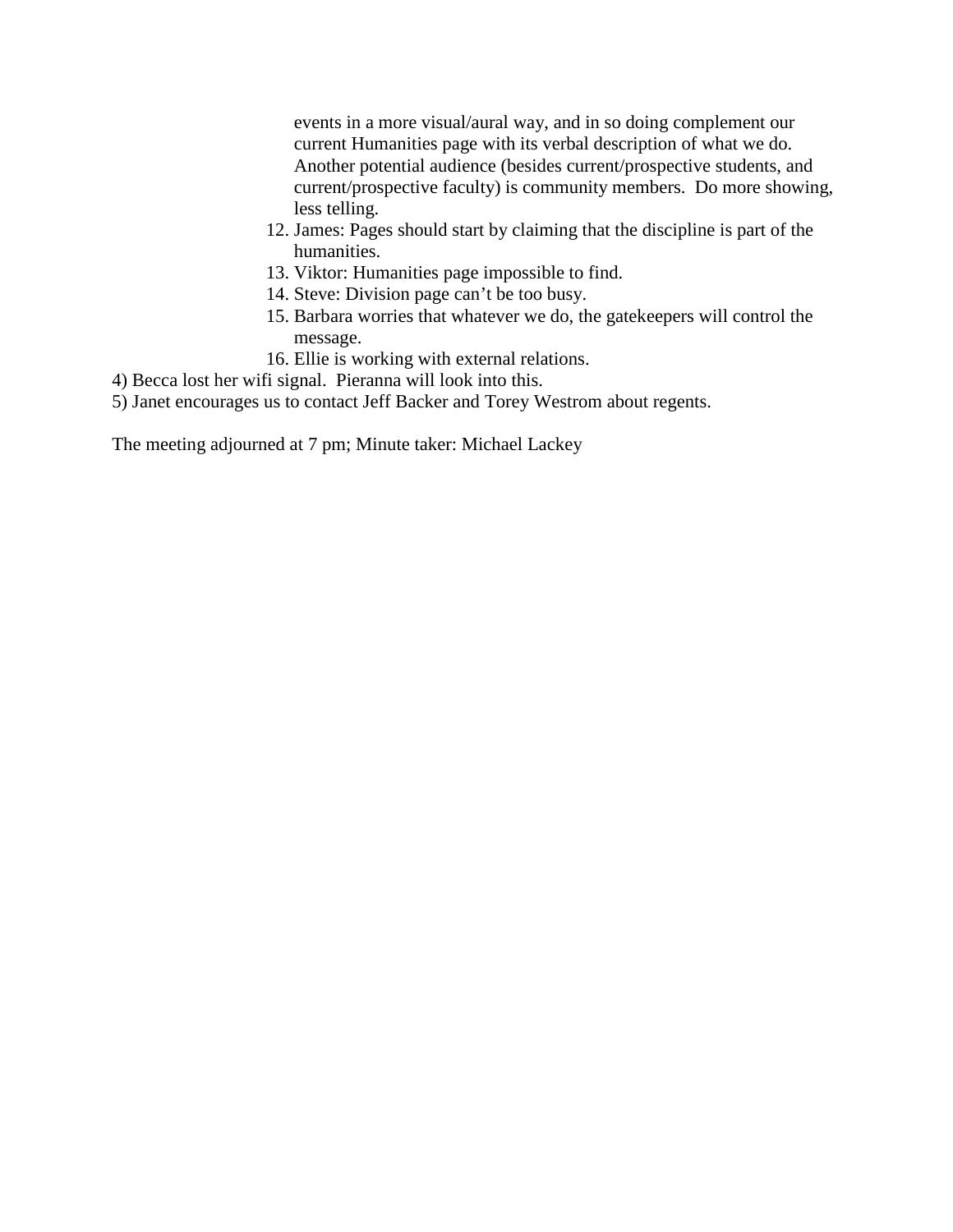events in a more visual/aural way, and in so doing complement our current Humanities page with its verbal description of what we do. Another potential audience (besides current/prospective students, and current/prospective faculty) is community members. Do more showing, less telling.

12. James: Pages should start by claiming that the discipline is part of the humanities.
13. Viktor: Humanities page impossible to find.
14. Steve: Division page can't be too busy.
15. Barbara worries that whatever we do, the gatekeepers will control the message.
16. Ellie is working with external relations.

4) Becca lost her wifi signal. Pieranna will look into this.

5) Janet encourages us to contact Jeff Backer and Torey Westrom about regents.

The meeting adjourned at 7 pm; Minute taker: Michael Lackey